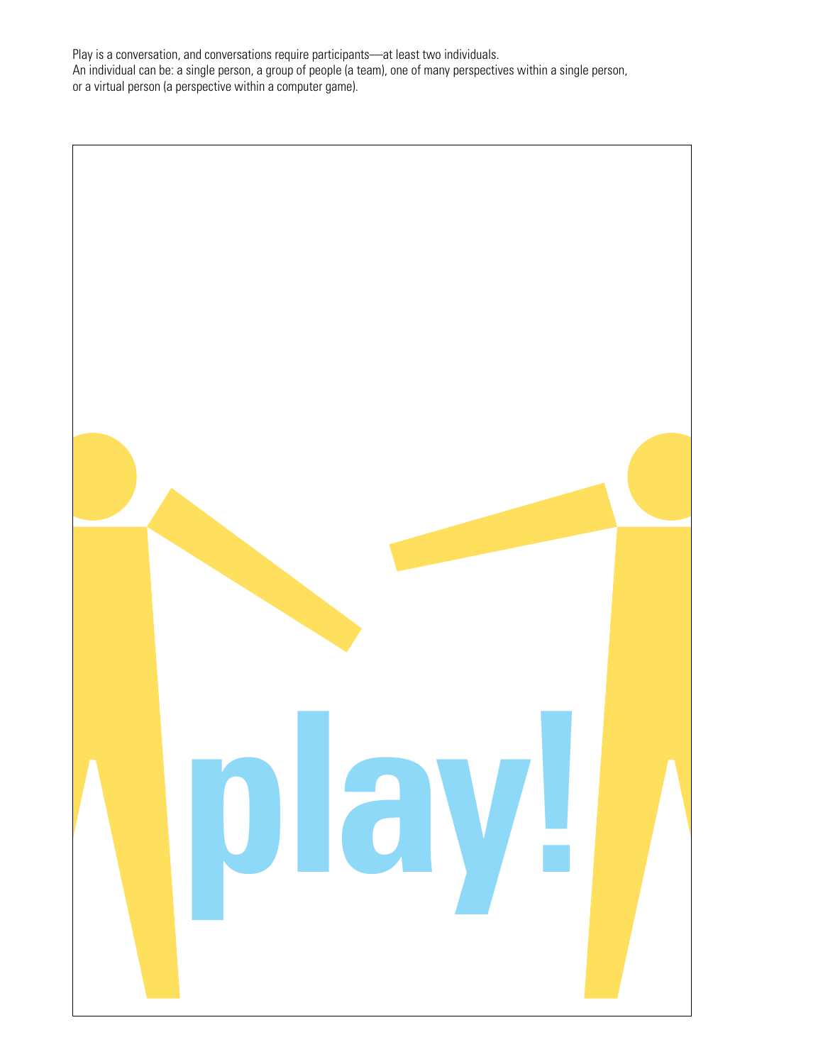Play is a conversation, and conversations require participants—at least two individuals.
An individual can be: a single person, a group of people (a team), one of many perspectives within a single person, or a virtual person (a perspective within a computer game).

play!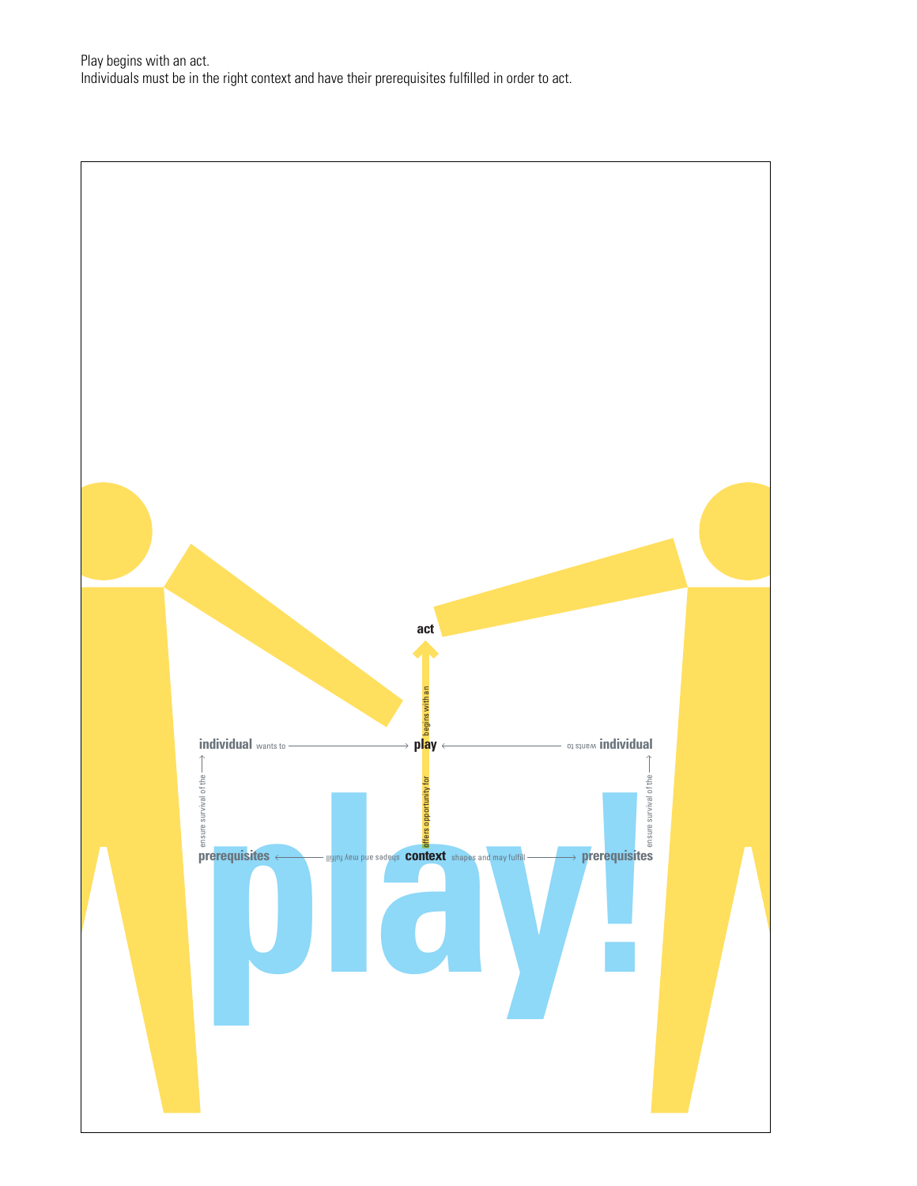Play begins with an act.
Individuals must be in the right context and have their prerequisites fulfilled in order to act.

act

begins with an

individual wants to → play ← wants to individual

ensure survival of the

offers opportunity for

ensure survival of the

prerequisites ← shapes and may fulfill context shapes and may fulfill → prerequisites

play!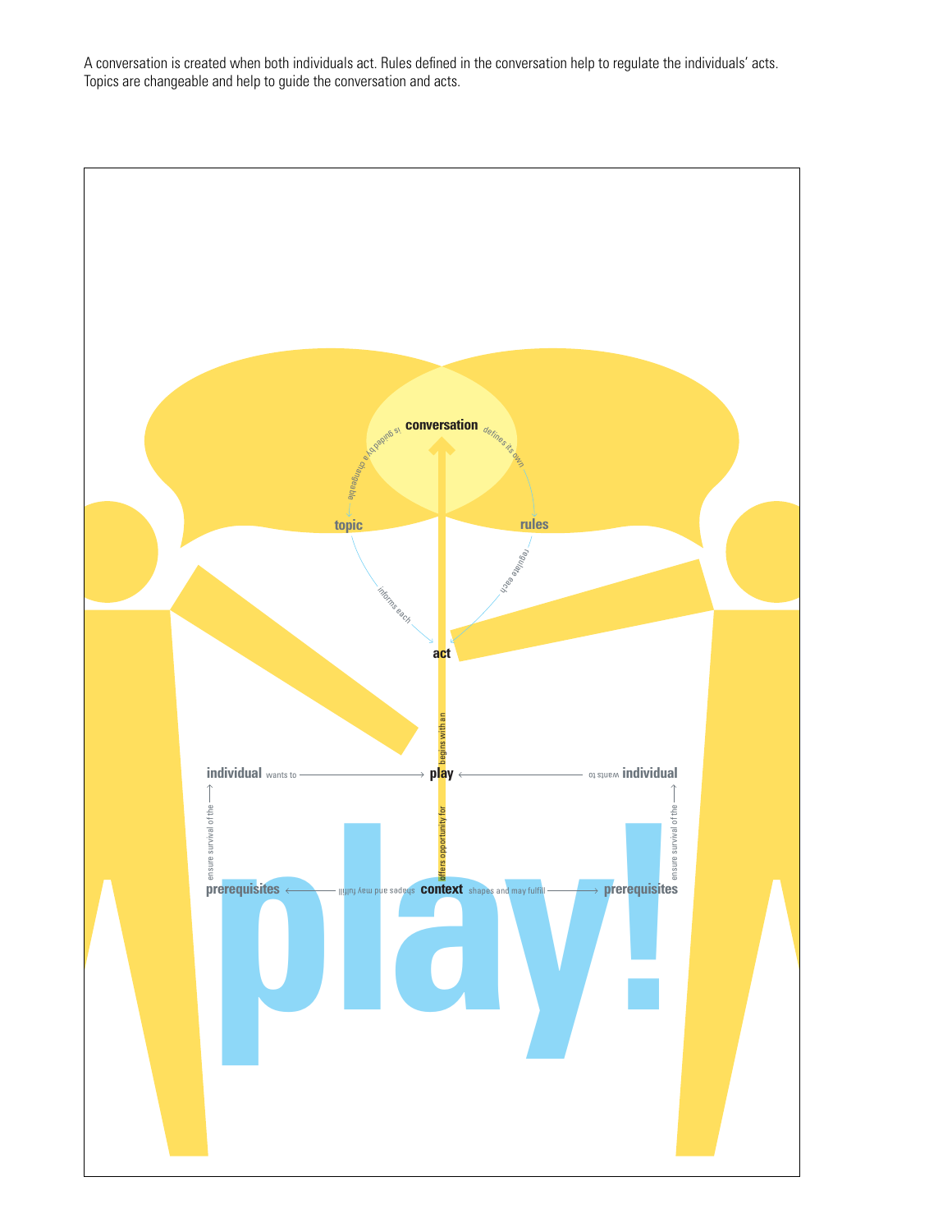A conversation is created when both individuals act. Rules defined in the conversation help to regulate the individuals' acts. Topics are changeable and help to guide the conversation and acts.

conversation

is guided by a changeable

defines its own

topic

rules

informs each

regulate each

act

begins with an

individual wants to play wants to individual

ensure survival of the

offers opportunity for

ensure survival of the

prerequisites shapes and may fulfill context shapes and may fulfill prerequisites

play!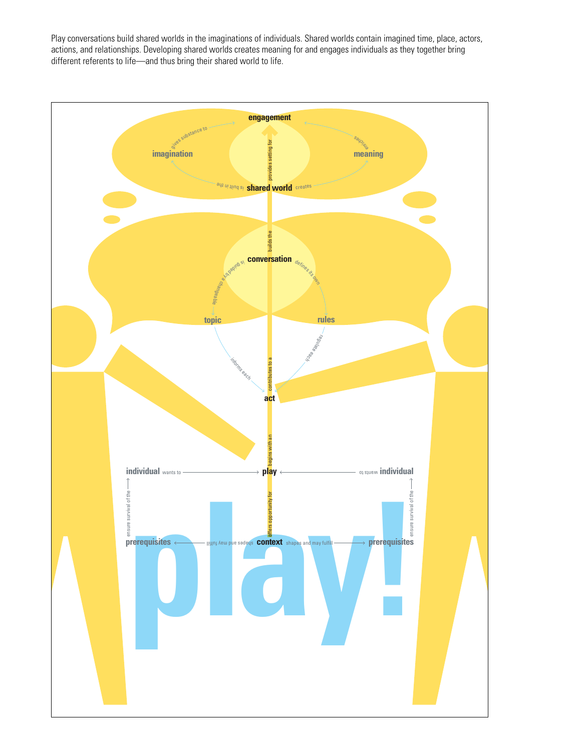Play conversations build shared worlds in the imaginations of individuals. Shared worlds contain imagined time, place, actors, actions, and relationships. Developing shared worlds creates meaning for and engages individuals as they together bring different referents to life—and thus bring their shared world to life.

engagement

imagination — gives substance to → engagement

meaning — enriches → engagement

shared world — is built in the → imagination

shared world — creates → meaning

shared world — provides setting for → engagement

conversation — builds the → shared world

conversation — is guided by a changeable → topic

conversation — defines its own → rules

topic — informs each → act

rules — regulate each → act

act — contributes to a → conversation

play — begins with an → act

individual — wants to → play

individual — wants to → play

context — offers opportunity for → play

context — shapes and may fulfill → prerequisites

context — shapes and may fulfill → prerequisites

prerequisites — ensure survival of the → individual

prerequisites — ensure survival of the → individual

play!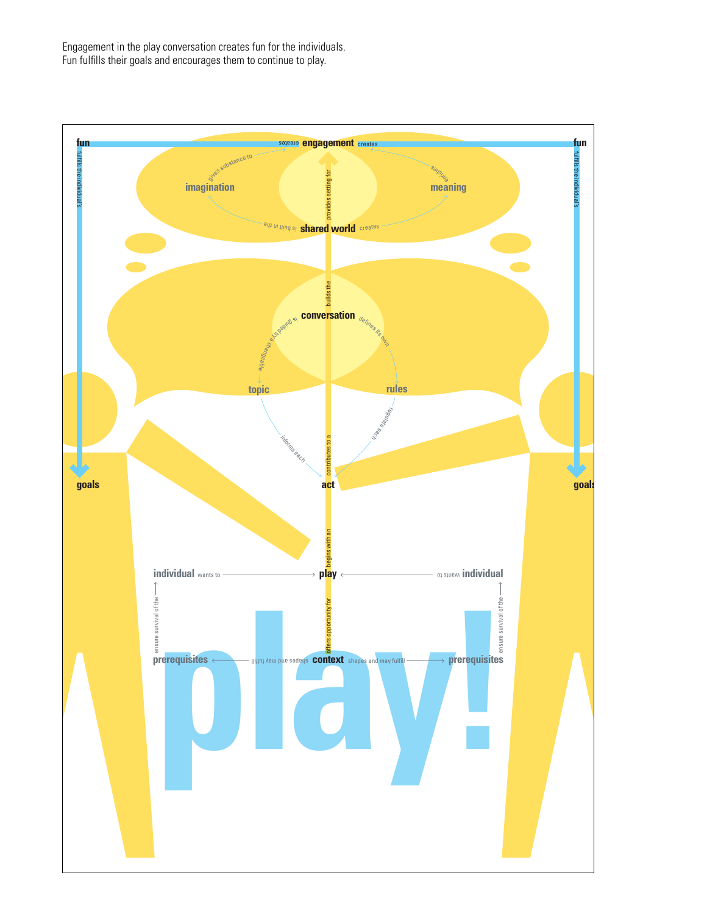Engagement in the play conversation creates fun for the individuals.
Fun fulfills their goals and encourages them to continue to play.

fun — creates — **engagement** — creates — fun

fun — fulfills the individual's — goals

fun — fulfills the individual's — goals

imagination — gives substance to — engagement

meaning — enriches — engagement

shared world — provides setting for — engagement

imagination — is built in the — shared world

shared world — creates — meaning

conversation — builds the — shared world

conversation — is guided by a changeable — topic

conversation — defines its own — rules

topic — informs each — act

rules — regulate each — act

act — contributes to a — conversation

play — begins with an — act

individual — wants to — play

individual — wants to — play

context — offers opportunity for — play

context — shapes and may fulfill — prerequisites

context — shapes and may fulfill — prerequisites

prerequisites — ensure survival of the — individual

prerequisites — ensure survival of the — individual

play!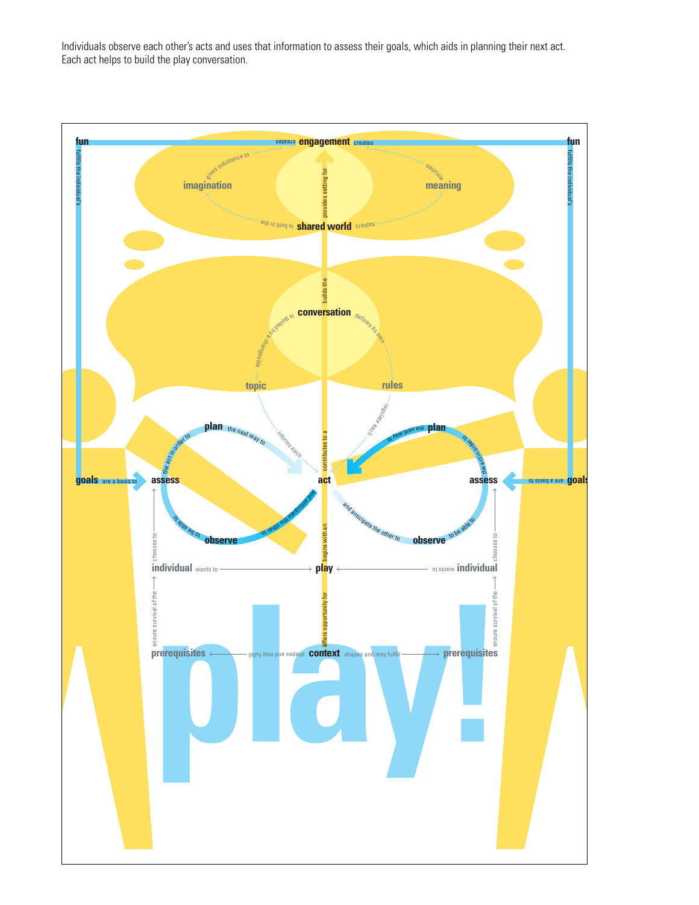Individuals observe each other's acts and uses that information to assess their goals, which aids in planning their next act. Each act helps to build the play conversation.

fun — creates — engagement — creates — fun

fulfills the individual's

imagination — gives substance to — engagement

meaning — enriches — engagement

shared world — is built in the — imagination

shared world — creates — meaning

shared world — provides setting for — engagement

conversation — builds the — shared world

conversation — is guided by a changeable — topic

conversation — defines its own — rules

topic — informs each — act

rules — regulate each — act

act — contributes to a — conversation

plan — the next way to — act

assess — the act in order to — plan

observe — to be able to — assess

act — and anticipate the other to — observe

goals — are a basis to — assess

individual — chooses to — assess

individual — wants to — play

play — begins with an — act

context — offers opportunity for — play

context — shapes and may fulfill — prerequisites

prerequisites — ensure survival of the — individual

play!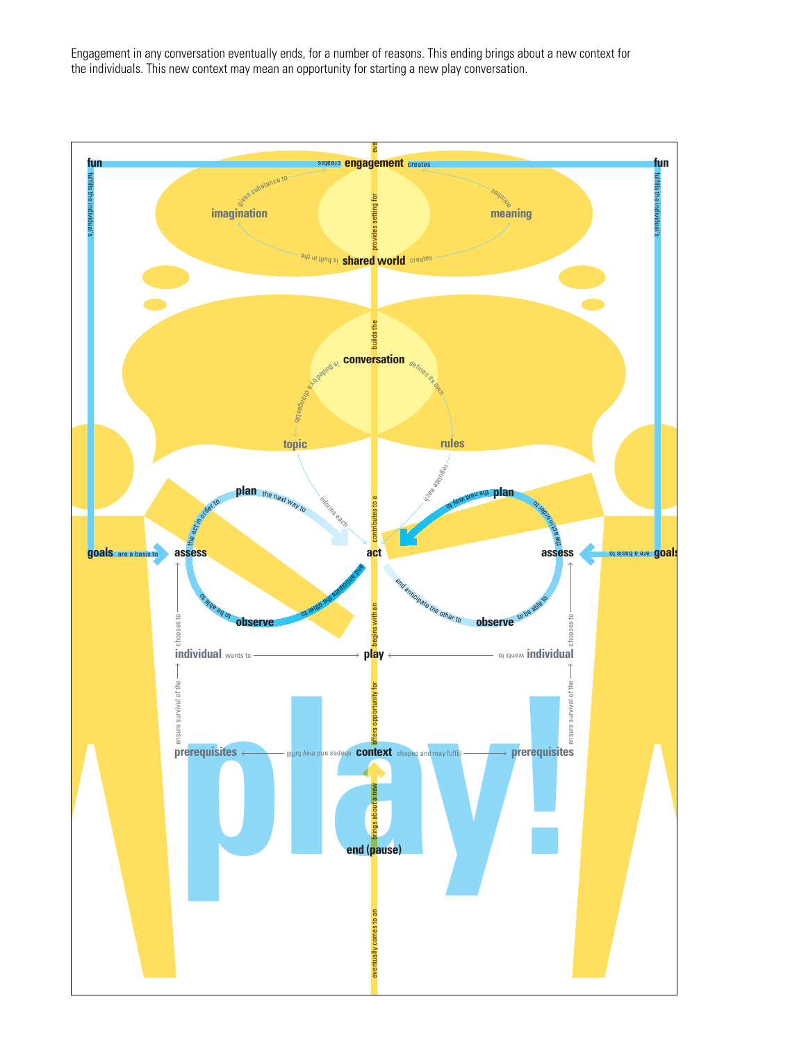Engagement in any conversation eventually ends, for a number of reasons. This ending brings about a new context for the individuals. This new context may mean an opportunity for starting a new play conversation.

fun — fulfils the individual's — goals — are a basis to — assess

engagement — creates — fun

imagination — gives substance to — engagement

meaning — enriches — engagement

shared world — is built in the — imagination

shared world — creates — meaning

shared world — provides setting for — engagement

conversation — builds the — shared world

conversation — is guided by a changeable — topic

conversation — defines its own — rules

topic — informs each — act

rules — regulate each — act

act — contributes to a — conversation

assess — the act in order to — plan — the next way to — act

act — and anticipate the other to — observe — to be able to — assess

individual — wants to — play

individual — chooses to — assess

play — begins with an — act

context — offers opportunity for — play

context — shapes and may fulfill — prerequisites

prerequisites — ensure survival of the — individual

end (pause) — brings about a new — context

engagement — eventually comes to an — end (pause)

play!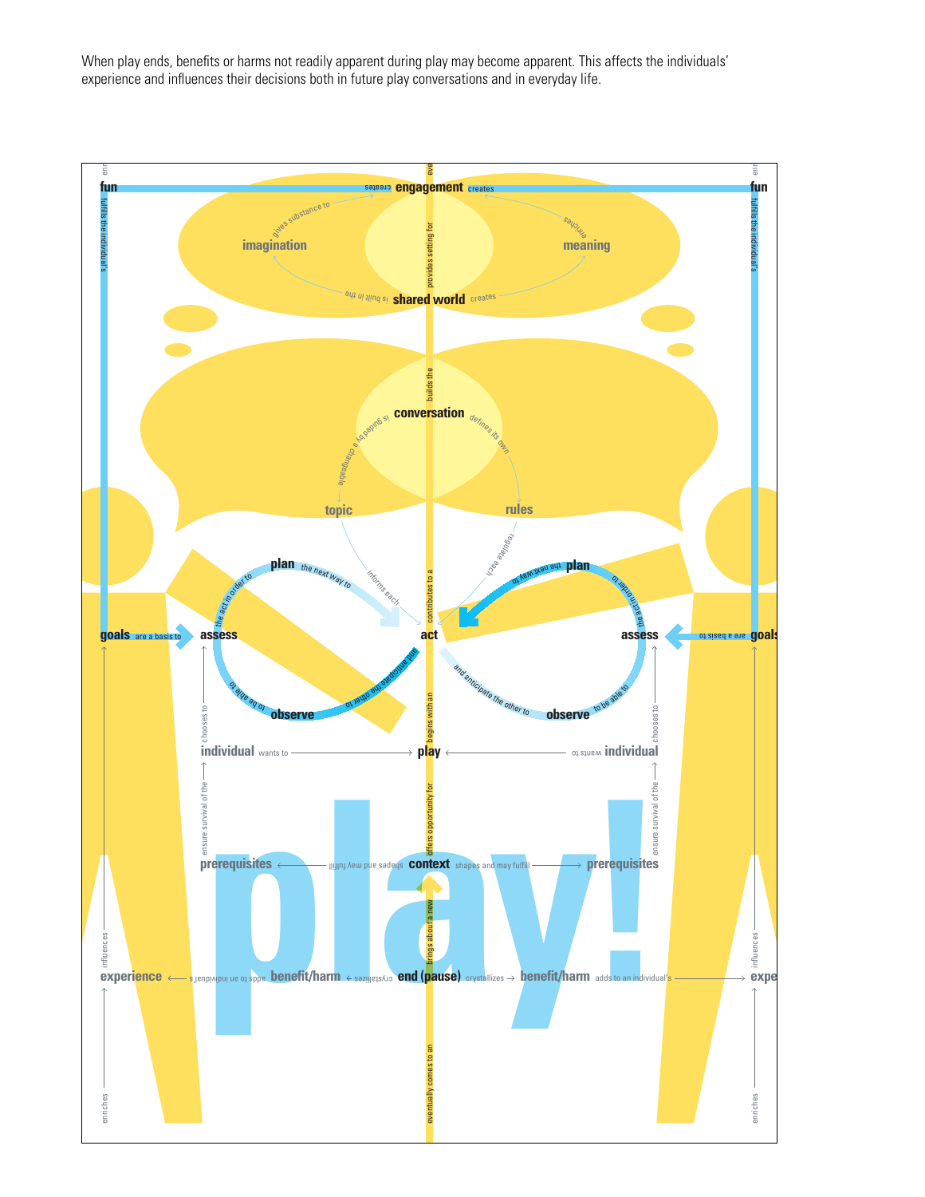When play ends, benefits or harms not readily apparent during play may become apparent. This affects the individuals' experience and influences their decisions both in future play conversations and in everyday life.

fun — creates — engagement — creates — fun

imagination — gives substance to — engagement

meaning — enriches — engagement

shared world — is built in the — imagination

shared world — creates — meaning

shared world — provides setting for — engagement

conversation — builds the — shared world

conversation — is guided by a changeable — topic

conversation — defines its own — rules

topic — informs each — act

rules — regulate each — act

act — contributes to a — conversation

plan — the next way to — act

assess — the act in order to — plan

observe — to be able to — assess

act — and anticipate the other to — observe

goals — are a basis to — assess

fun — fulfills the individual's — goals

individual — chooses to — assess

individual — wants to — play

play — begins with an — act

prerequisites — ensure survival of the — individual

context — shapes and may fulfill — prerequisites

context — offers opportunity for — play

play — eventually comes to an — end (pause)

end (pause) — brings about a new — context

end (pause) — crystallizes — benefit/harm

benefit/harm — adds to an individual's — experience

experience — influences — goals

experience — enriches — fun

play!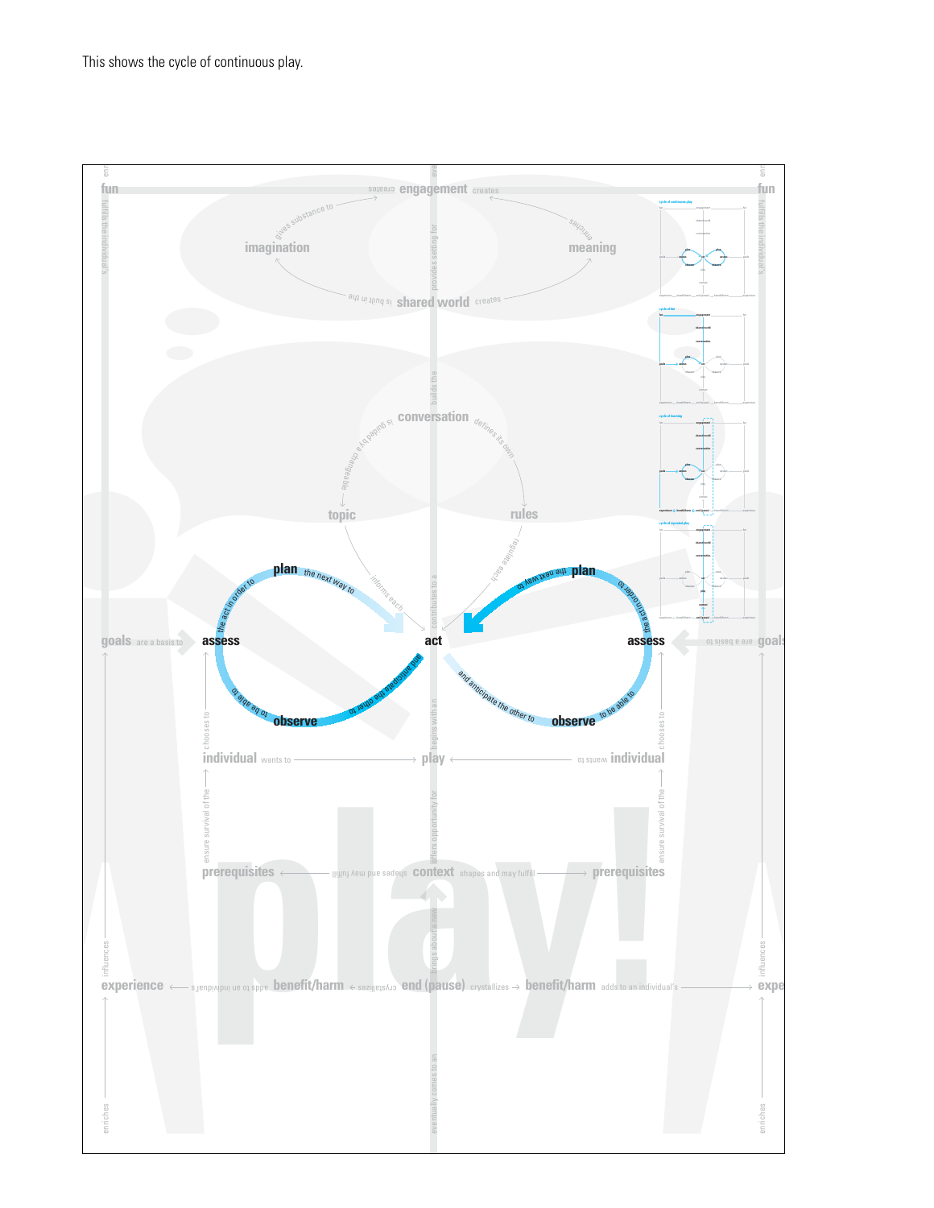This shows the cycle of continuous play.

fun

engagement

imagination

meaning

shared world

conversation

topic

rules

plan

assess

act

observe

goals

individual

play

prerequisites

context

experience

benefit/harm

end (pause)

play!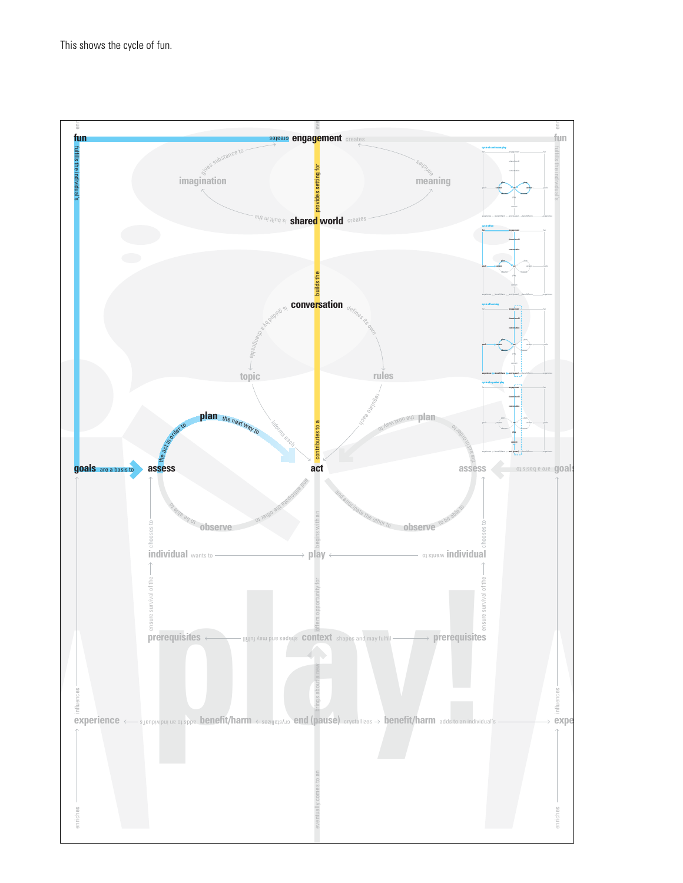This shows the cycle of fun.

fun — creates — engagement — creates — fun

fulfils the individual's

imagination — gives substance to — engagement

meaning — enriches — engagement

shared world — is built in the — imagination

shared world — creates — meaning

provides setting for

builds the

conversation

is guided by a changeable — topic

defines its own — rules

informs each

regulate each

contributes to a

plan — the next way to

the act in order to

goals — are a basis to — assess

act

assess — are a basis to — goals

observe — to be able to

and anticipate the other to

individual — wants to — play — wants to — individual

chooses to

ensure survival of the

begins with an

offers opportunity for

prerequisites — shapes and may fulfill — context — shapes and may fulfill — prerequisites

brings about a new

experience — adds to an individual's — benefit/harm — crystallizes — end (pause) — crystallizes — benefit/harm — adds to an individual's — experience

influences

enriches

eventually comes to an

play!

cycle of continuous play

cycle of fun

cycle of learning

cycle of repeated play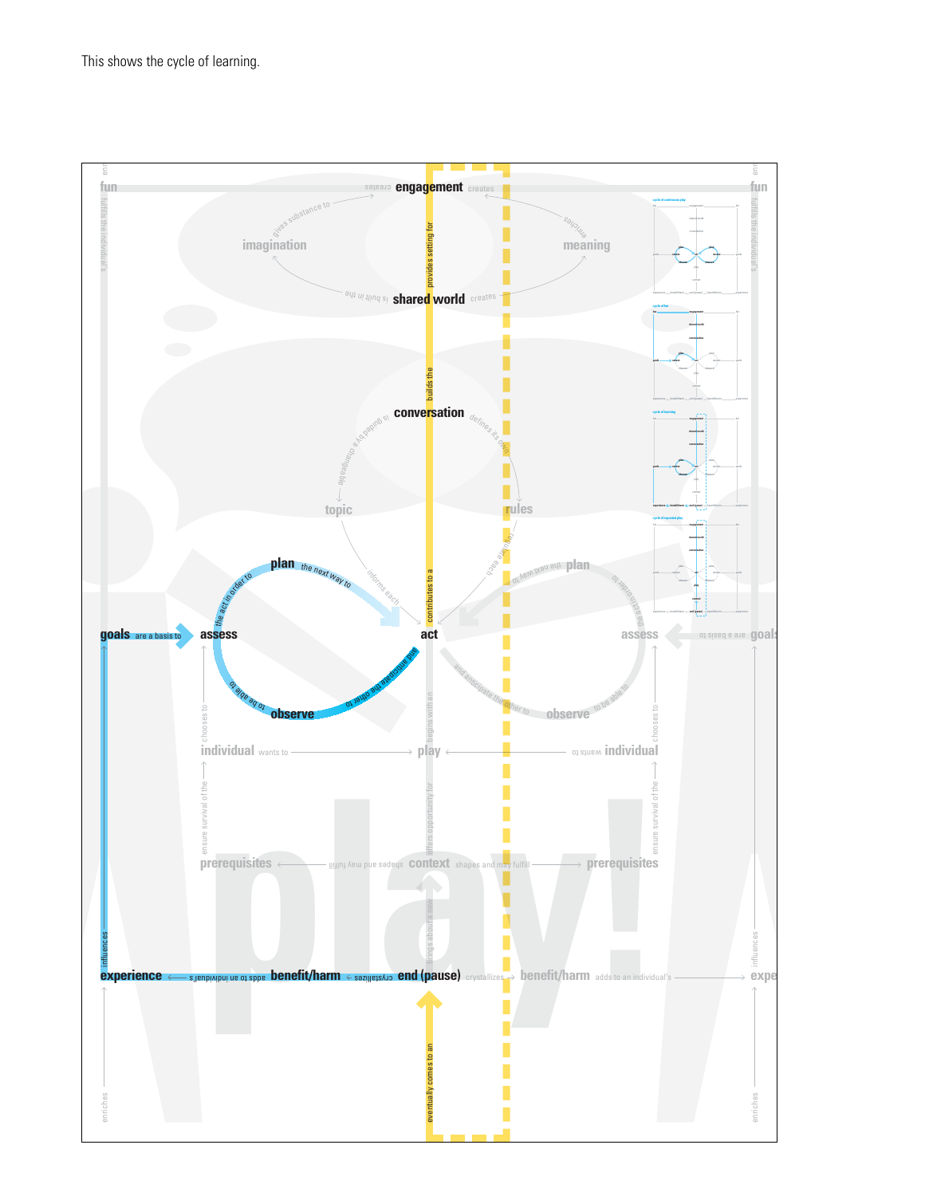This shows the cycle of learning.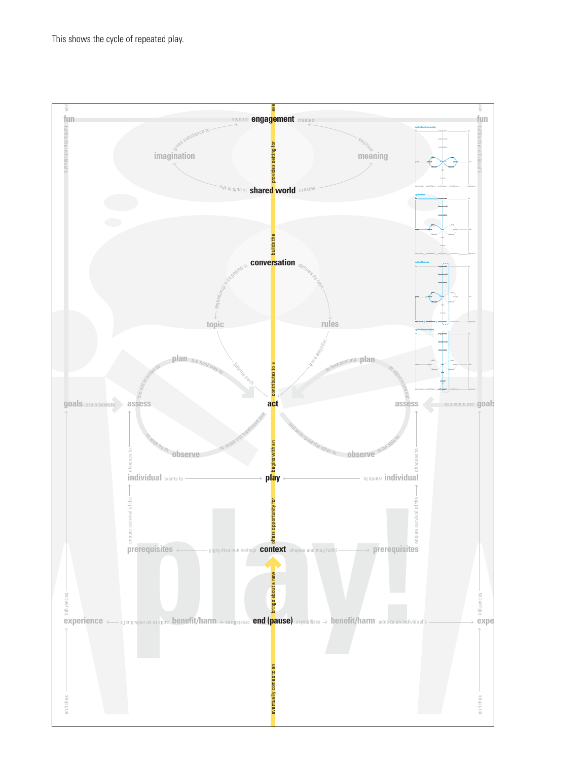This shows the cycle of repeated play.

fun — creates — **engagement** — creates — fun

imagination — gives substance to — engagement

meaning — enriches — engagement

imagination — is built in the — **shared world** — creates — meaning

shared world — provides setting for — engagement

conversation — builds the — shared world

**conversation** — is guided by a changeable — topic

conversation — defines its own — rules

topic — informs each — **act**

rules — regulate each — act

act — contributes to a — conversation

plan — the next way to — act

assess — the act in order to — plan

observe — to be able to — assess

act — and anticipate the other to — observe

goals — are a basis to — assess

individual — wants to — **play**

play — begins with an — act

individual — chooses to — assess

prerequisites — ensure survival of the — individual

**context** — shapes and may fulfill — prerequisites

context — offers opportunity for — play

**end (pause)** — brings about a new — context

end (pause) — crystallizes — benefit/harm — adds to an individual's — experience

experience — influences — goals

experience — enriches

fulfills the individual's — fun

play — eventually comes to an — end (pause)

cycle of continuous play

cycle of fun

cycle of learning

cycle of repeated play

play!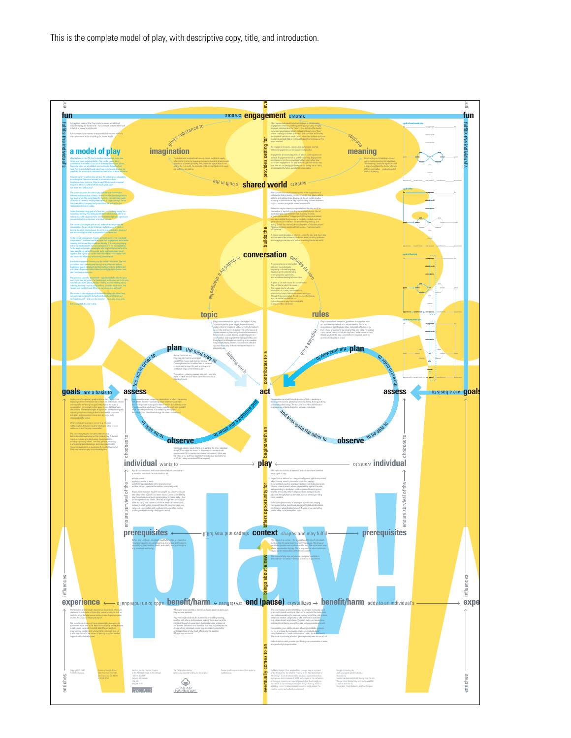This is the complete model of play, with descriptive copy, title, and introduction.

fun

engagement creates

imagination

meaning

shared world creates

a model of play

conversation

topic

rules

plan

plan

goals are a basis to

assess

act

assess

goals

observe

observe

individual wants to

play

individual

prerequisites

context shapes and may fulfill

prerequisites

experience

benefit/harm

end (pause)

benefit/harm

experience

play!